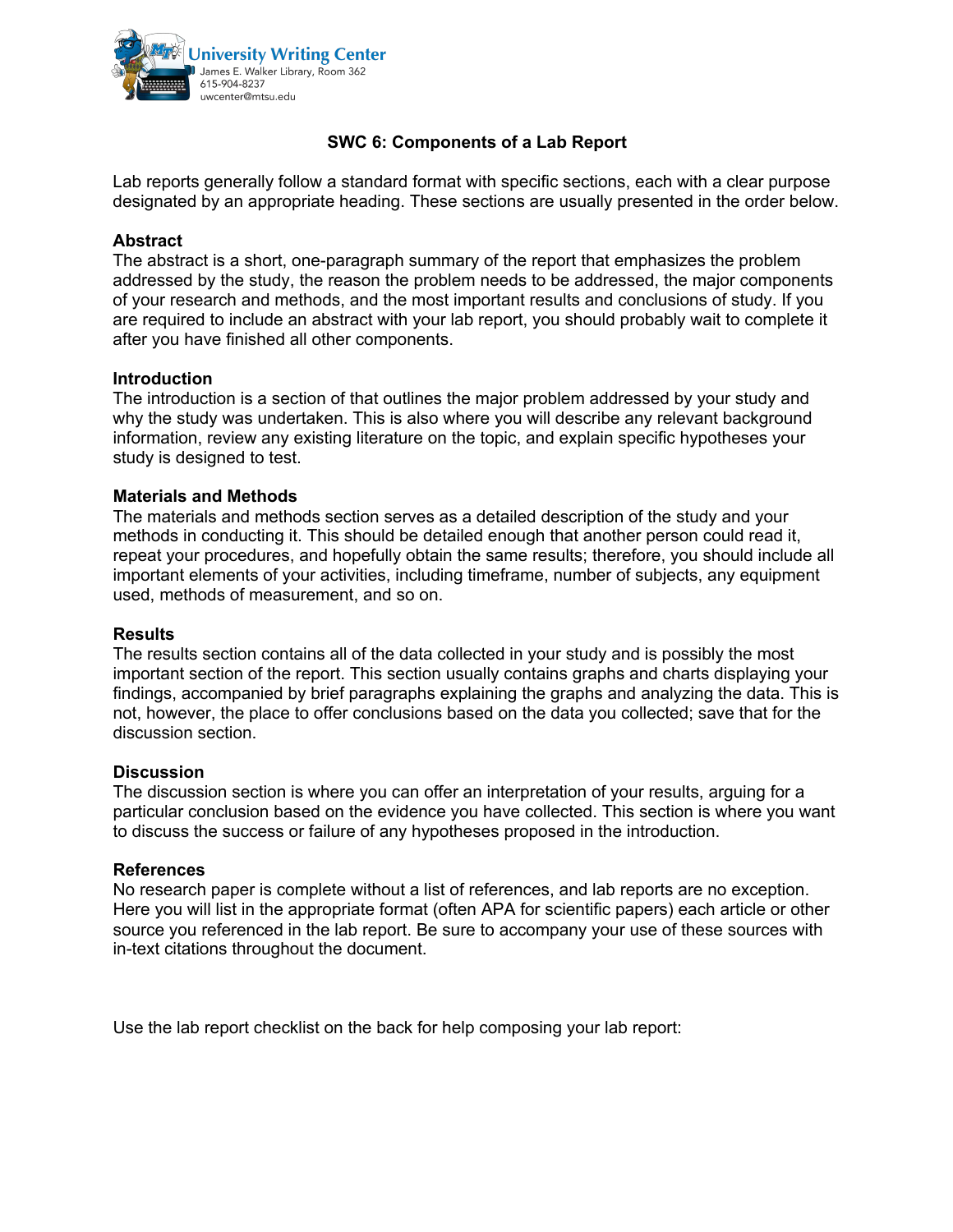University Writing Center
James E. Walker Library, Room 362
615-904-8237
uwcenter@mtsu.edu

# SWC 6: Components of a Lab Report

Lab reports generally follow a standard format with specific sections, each with a clear purpose designated by an appropriate heading. These sections are usually presented in the order below.

### Abstract

The abstract is a short, one-paragraph summary of the report that emphasizes the problem addressed by the study, the reason the problem needs to be addressed, the major components of your research and methods, and the most important results and conclusions of study. If you are required to include an abstract with your lab report, you should probably wait to complete it after you have finished all other components.

### Introduction

The introduction is a section of that outlines the major problem addressed by your study and why the study was undertaken. This is also where you will describe any relevant background information, review any existing literature on the topic, and explain specific hypotheses your study is designed to test.

### Materials and Methods

The materials and methods section serves as a detailed description of the study and your methods in conducting it. This should be detailed enough that another person could read it, repeat your procedures, and hopefully obtain the same results; therefore, you should include all important elements of your activities, including timeframe, number of subjects, any equipment used, methods of measurement, and so on.

### Results

The results section contains all of the data collected in your study and is possibly the most important section of the report. This section usually contains graphs and charts displaying your findings, accompanied by brief paragraphs explaining the graphs and analyzing the data. This is not, however, the place to offer conclusions based on the data you collected; save that for the discussion section.

### Discussion

The discussion section is where you can offer an interpretation of your results, arguing for a particular conclusion based on the evidence you have collected. This section is where you want to discuss the success or failure of any hypotheses proposed in the introduction.

### References

No research paper is complete without a list of references, and lab reports are no exception. Here you will list in the appropriate format (often APA for scientific papers) each article or other source you referenced in the lab report. Be sure to accompany your use of these sources with in-text citations throughout the document.

Use the lab report checklist on the back for help composing your lab report: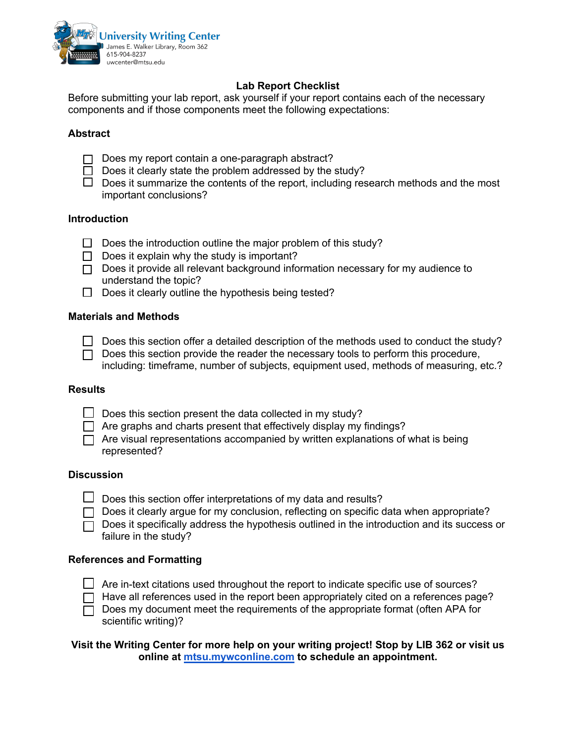University Writing Center
James E. Walker Library, Room 362
615-904-8237
uwcenter@mtsu.edu

## Lab Report Checklist

Before submitting your lab report, ask yourself if your report contains each of the necessary components and if those components meet the following expectations:

### Abstract

- ☐ Does my report contain a one-paragraph abstract?
- ☐ Does it clearly state the problem addressed by the study?
- ☐ Does it summarize the contents of the report, including research methods and the most important conclusions?

### Introduction

- ☐ Does the introduction outline the major problem of this study?
- ☐ Does it explain why the study is important?
- ☐ Does it provide all relevant background information necessary for my audience to understand the topic?
- ☐ Does it clearly outline the hypothesis being tested?

### Materials and Methods

- ☐ Does this section offer a detailed description of the methods used to conduct the study?
- ☐ Does this section provide the reader the necessary tools to perform this procedure, including: timeframe, number of subjects, equipment used, methods of measuring, etc.?

### Results

- ☐ Does this section present the data collected in my study?
- ☐ Are graphs and charts present that effectively display my findings?
- ☐ Are visual representations accompanied by written explanations of what is being represented?

### Discussion

- ☐ Does this section offer interpretations of my data and results?
- ☐ Does it clearly argue for my conclusion, reflecting on specific data when appropriate?
- ☐ Does it specifically address the hypothesis outlined in the introduction and its success or failure in the study?

### References and Formatting

- ☐ Are in-text citations used throughout the report to indicate specific use of sources?
- ☐ Have all references used in the report been appropriately cited on a references page?
- ☐ Does my document meet the requirements of the appropriate format (often APA for scientific writing)?

**Visit the Writing Center for more help on your writing project! Stop by LIB 362 or visit us online at [mtsu.mywconline.com](mtsu.mywconline.com) to schedule an appointment.**